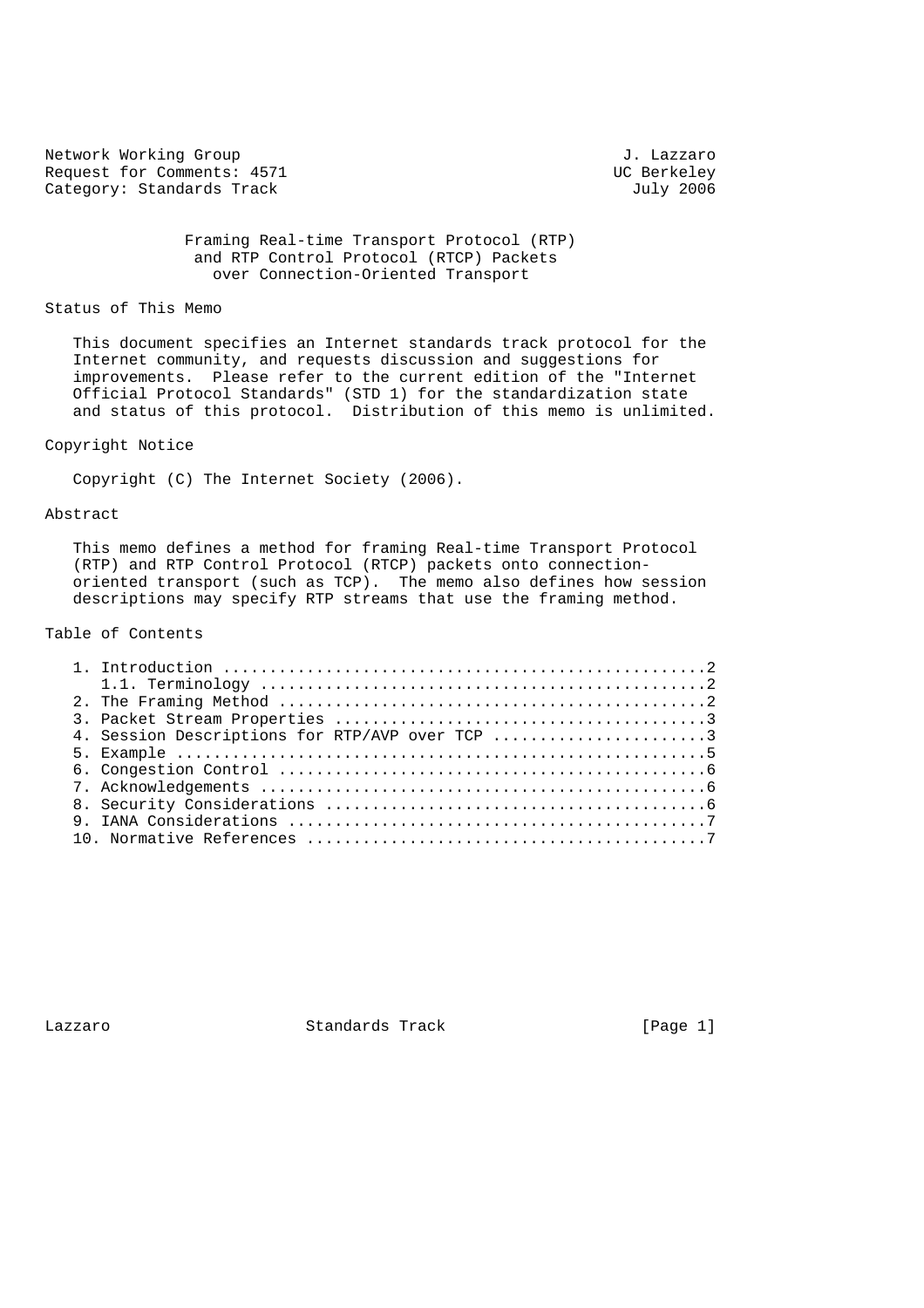Network Working Group J. Lazzaro
Request for Comments: 4571 UC Berkeley
Category: Standards Track July 2006

# Framing Real-time Transport Protocol (RTP) and RTP Control Protocol (RTCP) Packets over Connection-Oriented Transport

## Status of This Memo

This document specifies an Internet standards track protocol for the Internet community, and requests discussion and suggestions for improvements. Please refer to the current edition of the "Internet Official Protocol Standards" (STD 1) for the standardization state and status of this protocol. Distribution of this memo is unlimited.

## Copyright Notice

Copyright (C) The Internet Society (2006).

## Abstract

This memo defines a method for framing Real-time Transport Protocol (RTP) and RTP Control Protocol (RTCP) packets onto connection-oriented transport (such as TCP). The memo also defines how session descriptions may specify RTP streams that use the framing method.

## Table of Contents

1. Introduction ....................................................2
   1.1. Terminology ................................................2
2. The Framing Method .............................................2
3. Packet Stream Properties .......................................3
4. Session Descriptions for RTP/AVP over TCP ......................3
5. Example ........................................................5
6. Congestion Control .............................................6
7. Acknowledgements ...............................................6
8. Security Considerations ........................................6
9. IANA Considerations ............................................7
10. Normative References ..........................................7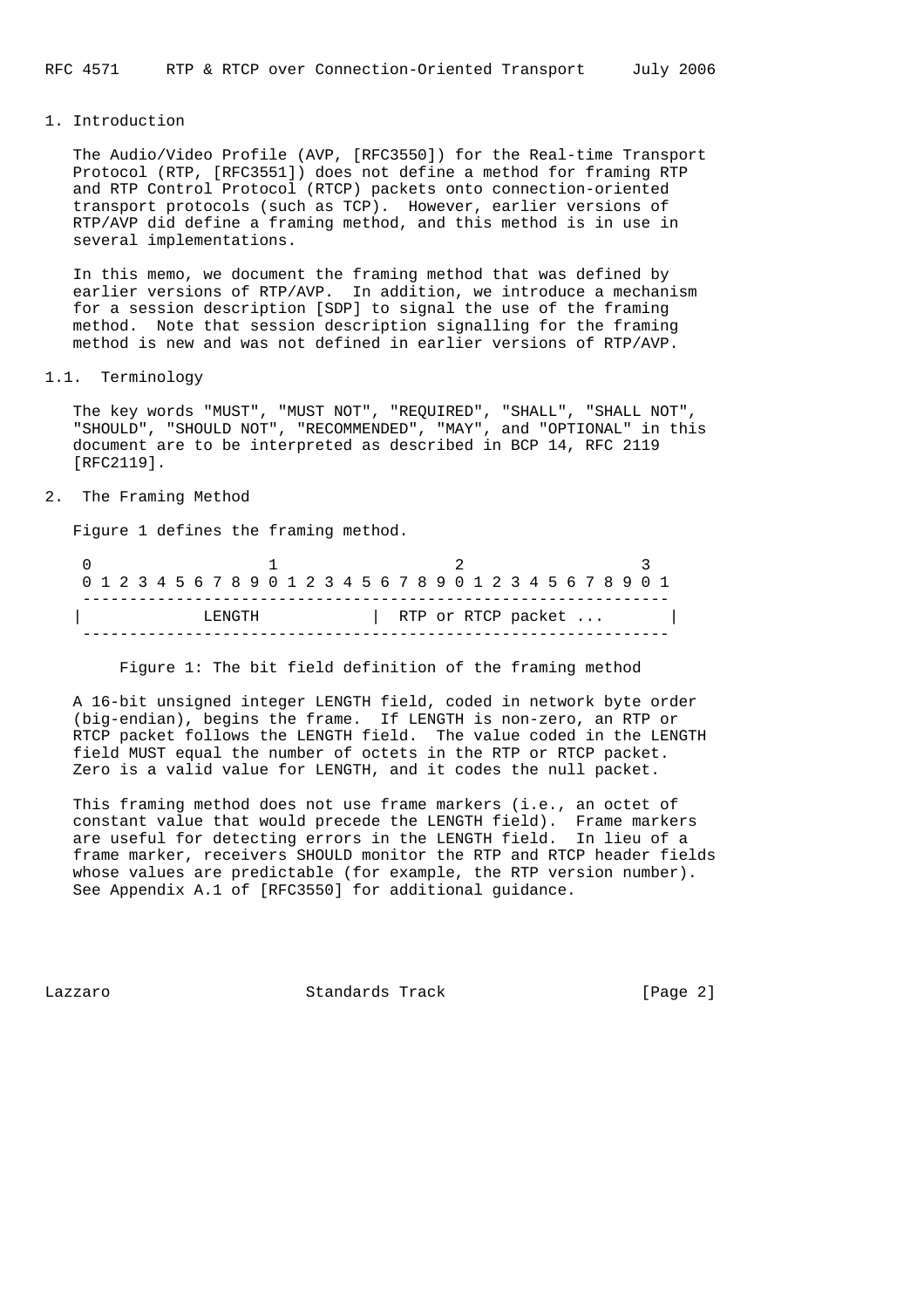# 1. Introduction

The Audio/Video Profile (AVP, [RFC3550]) for the Real-time Transport Protocol (RTP, [RFC3551]) does not define a method for framing RTP and RTP Control Protocol (RTCP) packets onto connection-oriented transport protocols (such as TCP). However, earlier versions of RTP/AVP did define a framing method, and this method is in use in several implementations.

In this memo, we document the framing method that was defined by earlier versions of RTP/AVP. In addition, we introduce a mechanism for a session description [SDP] to signal the use of the framing method. Note that session description signalling for the framing method is new and was not defined in earlier versions of RTP/AVP.

## 1.1. Terminology

The key words "MUST", "MUST NOT", "REQUIRED", "SHALL", "SHALL NOT", "SHOULD", "SHOULD NOT", "RECOMMENDED", "MAY", and "OPTIONAL" in this document are to be interpreted as described in BCP 14, RFC 2119 [RFC2119].

# 2. The Framing Method

Figure 1 defines the framing method.

```
 0                   1                   2                   3
 0 1 2 3 4 5 6 7 8 9 0 1 2 3 4 5 6 7 8 9 0 1 2 3 4 5 6 7 8 9 0 1
 ---------------------------------------------------------------
|             LENGTH            |  RTP or RTCP packet ...       |
 ---------------------------------------------------------------
```

Figure 1: The bit field definition of the framing method

A 16-bit unsigned integer LENGTH field, coded in network byte order (big-endian), begins the frame. If LENGTH is non-zero, an RTP or RTCP packet follows the LENGTH field. The value coded in the LENGTH field MUST equal the number of octets in the RTP or RTCP packet. Zero is a valid value for LENGTH, and it codes the null packet.

This framing method does not use frame markers (i.e., an octet of constant value that would precede the LENGTH field). Frame markers are useful for detecting errors in the LENGTH field. In lieu of a frame marker, receivers SHOULD monitor the RTP and RTCP header fields whose values are predictable (for example, the RTP version number). See Appendix A.1 of [RFC3550] for additional guidance.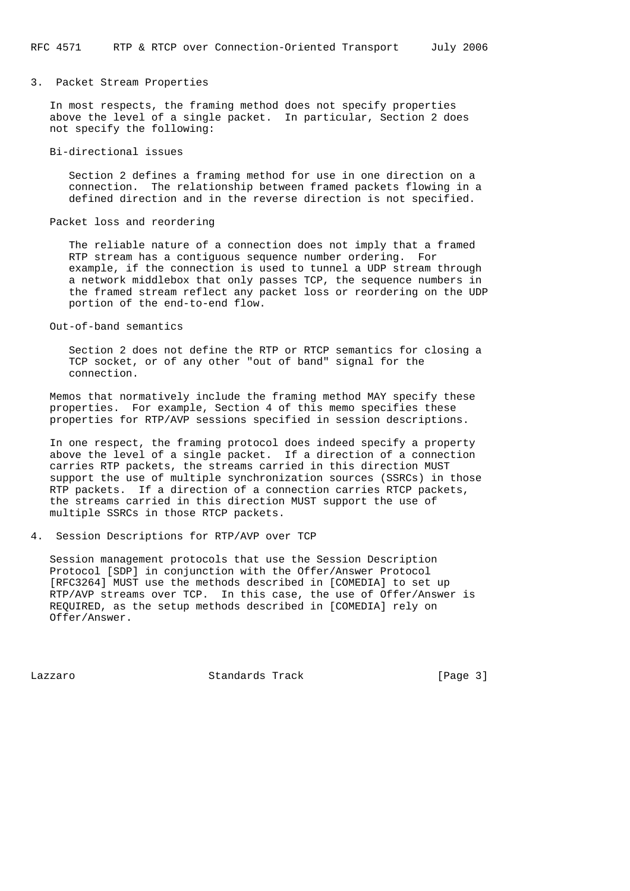## 3. Packet Stream Properties

In most respects, the framing method does not specify properties above the level of a single packet. In particular, Section 2 does not specify the following:

Bi-directional issues

> Section 2 defines a framing method for use in one direction on a connection. The relationship between framed packets flowing in a defined direction and in the reverse direction is not specified.

Packet loss and reordering

> The reliable nature of a connection does not imply that a framed RTP stream has a contiguous sequence number ordering. For example, if the connection is used to tunnel a UDP stream through a network middlebox that only passes TCP, the sequence numbers in the framed stream reflect any packet loss or reordering on the UDP portion of the end-to-end flow.

Out-of-band semantics

> Section 2 does not define the RTP or RTCP semantics for closing a TCP socket, or of any other "out of band" signal for the connection.

Memos that normatively include the framing method MAY specify these properties. For example, Section 4 of this memo specifies these properties for RTP/AVP sessions specified in session descriptions.

In one respect, the framing protocol does indeed specify a property above the level of a single packet. If a direction of a connection carries RTP packets, the streams carried in this direction MUST support the use of multiple synchronization sources (SSRCs) in those RTP packets. If a direction of a connection carries RTCP packets, the streams carried in this direction MUST support the use of multiple SSRCs in those RTCP packets.

## 4. Session Descriptions for RTP/AVP over TCP

Session management protocols that use the Session Description Protocol [SDP] in conjunction with the Offer/Answer Protocol [RFC3264] MUST use the methods described in [COMEDIA] to set up RTP/AVP streams over TCP. In this case, the use of Offer/Answer is REQUIRED, as the setup methods described in [COMEDIA] rely on Offer/Answer.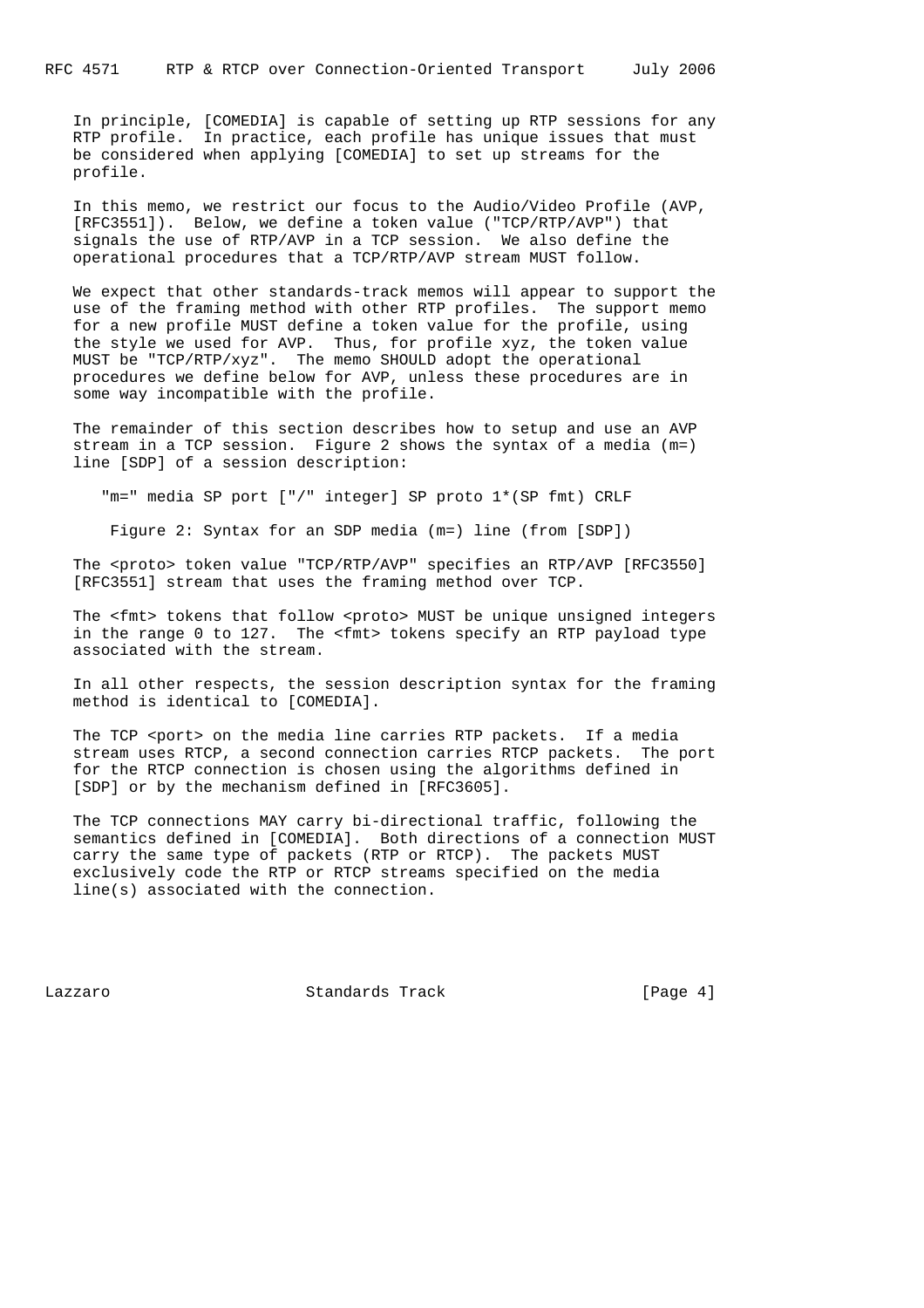In principle, [COMEDIA] is capable of setting up RTP sessions for any RTP profile. In practice, each profile has unique issues that must be considered when applying [COMEDIA] to set up streams for the profile.

In this memo, we restrict our focus to the Audio/Video Profile (AVP, [RFC3551]). Below, we define a token value ("TCP/RTP/AVP") that signals the use of RTP/AVP in a TCP session. We also define the operational procedures that a TCP/RTP/AVP stream MUST follow.

We expect that other standards-track memos will appear to support the use of the framing method with other RTP profiles. The support memo for a new profile MUST define a token value for the profile, using the style we used for AVP. Thus, for profile xyz, the token value MUST be "TCP/RTP/xyz". The memo SHOULD adopt the operational procedures we define below for AVP, unless these procedures are in some way incompatible with the profile.

The remainder of this section describes how to setup and use an AVP stream in a TCP session. Figure 2 shows the syntax of a media (m=) line [SDP] of a session description:

```
"m=" media SP port ["/" integer] SP proto 1*(SP fmt) CRLF
```

Figure 2: Syntax for an SDP media (m=) line (from [SDP])

The <proto> token value "TCP/RTP/AVP" specifies an RTP/AVP [RFC3550] [RFC3551] stream that uses the framing method over TCP.

The <fmt> tokens that follow <proto> MUST be unique unsigned integers in the range 0 to 127. The <fmt> tokens specify an RTP payload type associated with the stream.

In all other respects, the session description syntax for the framing method is identical to [COMEDIA].

The TCP <port> on the media line carries RTP packets. If a media stream uses RTCP, a second connection carries RTCP packets. The port for the RTCP connection is chosen using the algorithms defined in [SDP] or by the mechanism defined in [RFC3605].

The TCP connections MAY carry bi-directional traffic, following the semantics defined in [COMEDIA]. Both directions of a connection MUST carry the same type of packets (RTP or RTCP). The packets MUST exclusively code the RTP or RTCP streams specified on the media line(s) associated with the connection.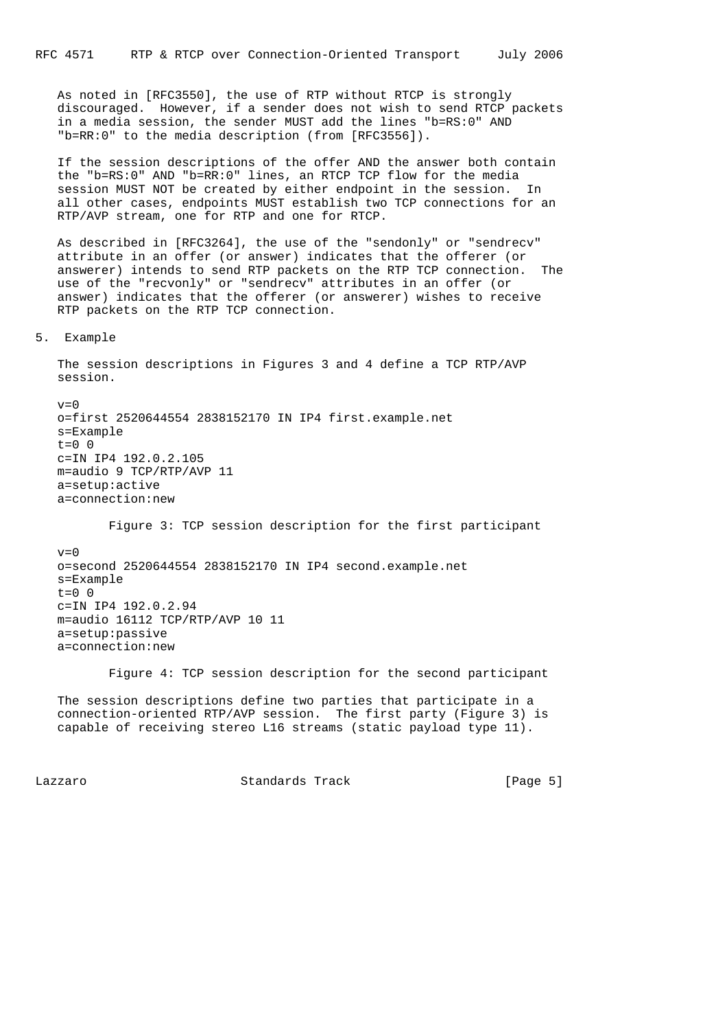As noted in [RFC3550], the use of RTP without RTCP is strongly discouraged. However, if a sender does not wish to send RTCP packets in a media session, the sender MUST add the lines "b=RS:0" AND "b=RR:0" to the media description (from [RFC3556]).

If the session descriptions of the offer AND the answer both contain the "b=RS:0" AND "b=RR:0" lines, an RTCP TCP flow for the media session MUST NOT be created by either endpoint in the session. In all other cases, endpoints MUST establish two TCP connections for an RTP/AVP stream, one for RTP and one for RTCP.

As described in [RFC3264], the use of the "sendonly" or "sendrecv" attribute in an offer (or answer) indicates that the offerer (or answerer) intends to send RTP packets on the RTP TCP connection. The use of the "recvonly" or "sendrecv" attributes in an offer (or answer) indicates that the offerer (or answerer) wishes to receive RTP packets on the RTP TCP connection.

## 5. Example

The session descriptions in Figures 3 and 4 define a TCP RTP/AVP session.

```
v=0
o=first 2520644554 2838152170 IN IP4 first.example.net
s=Example
t=0 0
c=IN IP4 192.0.2.105
m=audio 9 TCP/RTP/AVP 11
a=setup:active
a=connection:new
```

Figure 3: TCP session description for the first participant

```
v=0
o=second 2520644554 2838152170 IN IP4 second.example.net
s=Example
t=0 0
c=IN IP4 192.0.2.94
m=audio 16112 TCP/RTP/AVP 10 11
a=setup:passive
a=connection:new
```

Figure 4: TCP session description for the second participant

The session descriptions define two parties that participate in a connection-oriented RTP/AVP session. The first party (Figure 3) is capable of receiving stereo L16 streams (static payload type 11).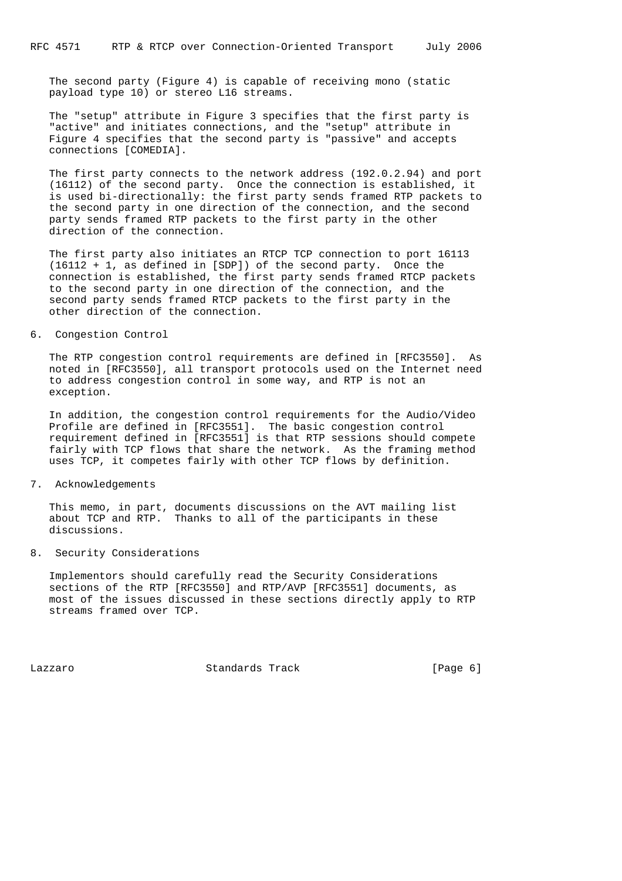The second party (Figure 4) is capable of receiving mono (static payload type 10) or stereo L16 streams.

The "setup" attribute in Figure 3 specifies that the first party is "active" and initiates connections, and the "setup" attribute in Figure 4 specifies that the second party is "passive" and accepts connections [COMEDIA].

The first party connects to the network address (192.0.2.94) and port (16112) of the second party. Once the connection is established, it is used bi-directionally: the first party sends framed RTP packets to the second party in one direction of the connection, and the second party sends framed RTP packets to the first party in the other direction of the connection.

The first party also initiates an RTCP TCP connection to port 16113 (16112 + 1, as defined in [SDP]) of the second party. Once the connection is established, the first party sends framed RTCP packets to the second party in one direction of the connection, and the second party sends framed RTCP packets to the first party in the other direction of the connection.

## 6. Congestion Control

The RTP congestion control requirements are defined in [RFC3550]. As noted in [RFC3550], all transport protocols used on the Internet need to address congestion control in some way, and RTP is not an exception.

In addition, the congestion control requirements for the Audio/Video Profile are defined in [RFC3551]. The basic congestion control requirement defined in [RFC3551] is that RTP sessions should compete fairly with TCP flows that share the network. As the framing method uses TCP, it competes fairly with other TCP flows by definition.

## 7. Acknowledgements

This memo, in part, documents discussions on the AVT mailing list about TCP and RTP. Thanks to all of the participants in these discussions.

## 8. Security Considerations

Implementors should carefully read the Security Considerations sections of the RTP [RFC3550] and RTP/AVP [RFC3551] documents, as most of the issues discussed in these sections directly apply to RTP streams framed over TCP.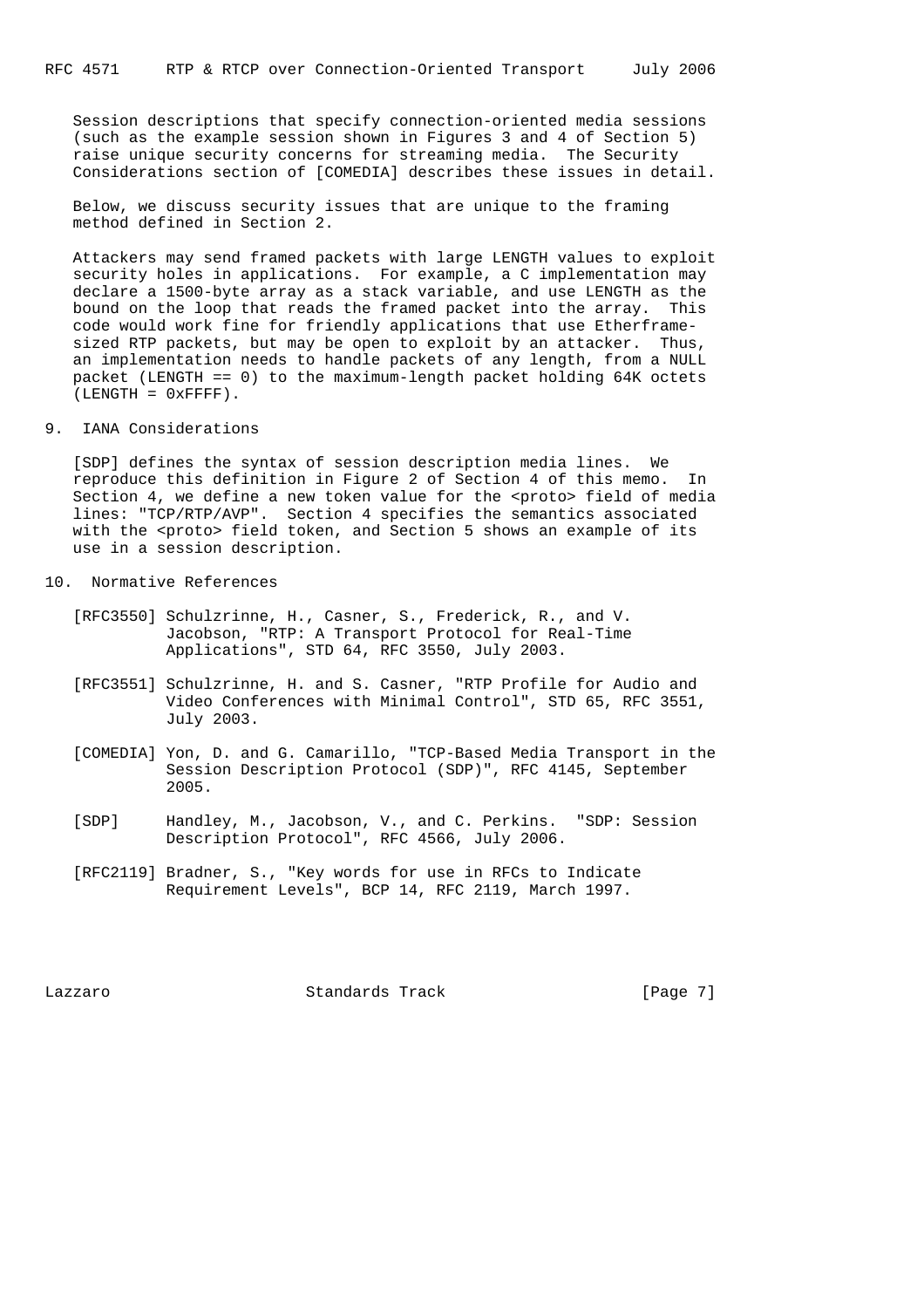Session descriptions that specify connection-oriented media sessions (such as the example session shown in Figures 3 and 4 of Section 5) raise unique security concerns for streaming media. The Security Considerations section of [COMEDIA] describes these issues in detail.

Below, we discuss security issues that are unique to the framing method defined in Section 2.

Attackers may send framed packets with large LENGTH values to exploit security holes in applications. For example, a C implementation may declare a 1500-byte array as a stack variable, and use LENGTH as the bound on the loop that reads the framed packet into the array. This code would work fine for friendly applications that use Etherframe-sized RTP packets, but may be open to exploit by an attacker. Thus, an implementation needs to handle packets of any length, from a NULL packet (LENGTH == 0) to the maximum-length packet holding 64K octets (LENGTH = 0xFFFF).

## 9. IANA Considerations

[SDP] defines the syntax of session description media lines. We reproduce this definition in Figure 2 of Section 4 of this memo. In Section 4, we define a new token value for the <proto> field of media lines: "TCP/RTP/AVP". Section 4 specifies the semantics associated with the <proto> field token, and Section 5 shows an example of its use in a session description.

## 10. Normative References

[RFC3550] Schulzrinne, H., Casner, S., Frederick, R., and V. Jacobson, "RTP: A Transport Protocol for Real-Time Applications", STD 64, RFC 3550, July 2003.

[RFC3551] Schulzrinne, H. and S. Casner, "RTP Profile for Audio and Video Conferences with Minimal Control", STD 65, RFC 3551, July 2003.

[COMEDIA] Yon, D. and G. Camarillo, "TCP-Based Media Transport in the Session Description Protocol (SDP)", RFC 4145, September 2005.

[SDP] Handley, M., Jacobson, V., and C. Perkins. "SDP: Session Description Protocol", RFC 4566, July 2006.

[RFC2119] Bradner, S., "Key words for use in RFCs to Indicate Requirement Levels", BCP 14, RFC 2119, March 1997.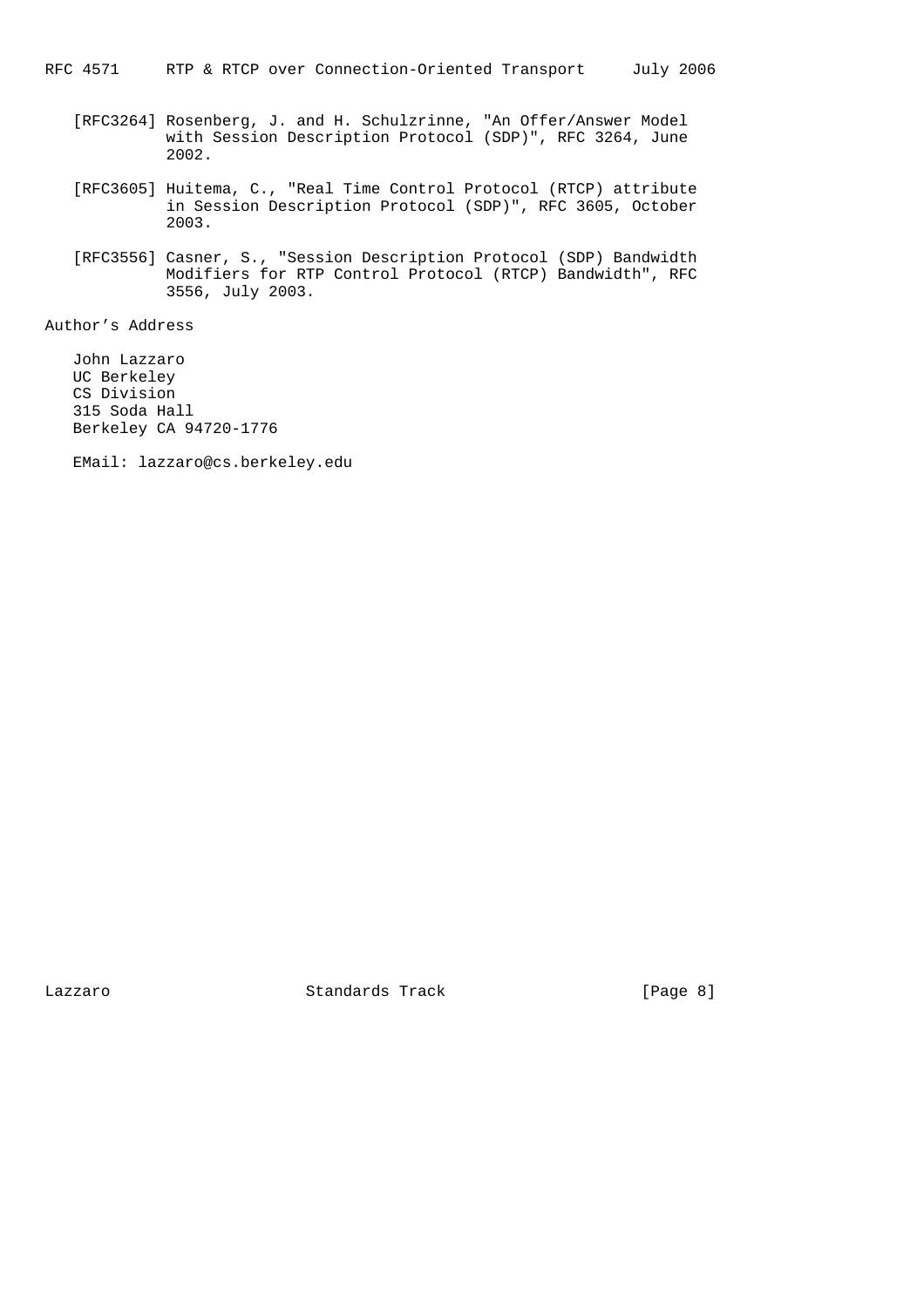[RFC3264] Rosenberg, J. and H. Schulzrinne, "An Offer/Answer Model with Session Description Protocol (SDP)", RFC 3264, June 2002.

[RFC3605] Huitema, C., "Real Time Control Protocol (RTCP) attribute in Session Description Protocol (SDP)", RFC 3605, October 2003.

[RFC3556] Casner, S., "Session Description Protocol (SDP) Bandwidth Modifiers for RTP Control Protocol (RTCP) Bandwidth", RFC 3556, July 2003.

## Author's Address

John Lazzaro
UC Berkeley
CS Division
315 Soda Hall
Berkeley CA 94720-1776

EMail: lazzaro@cs.berkeley.edu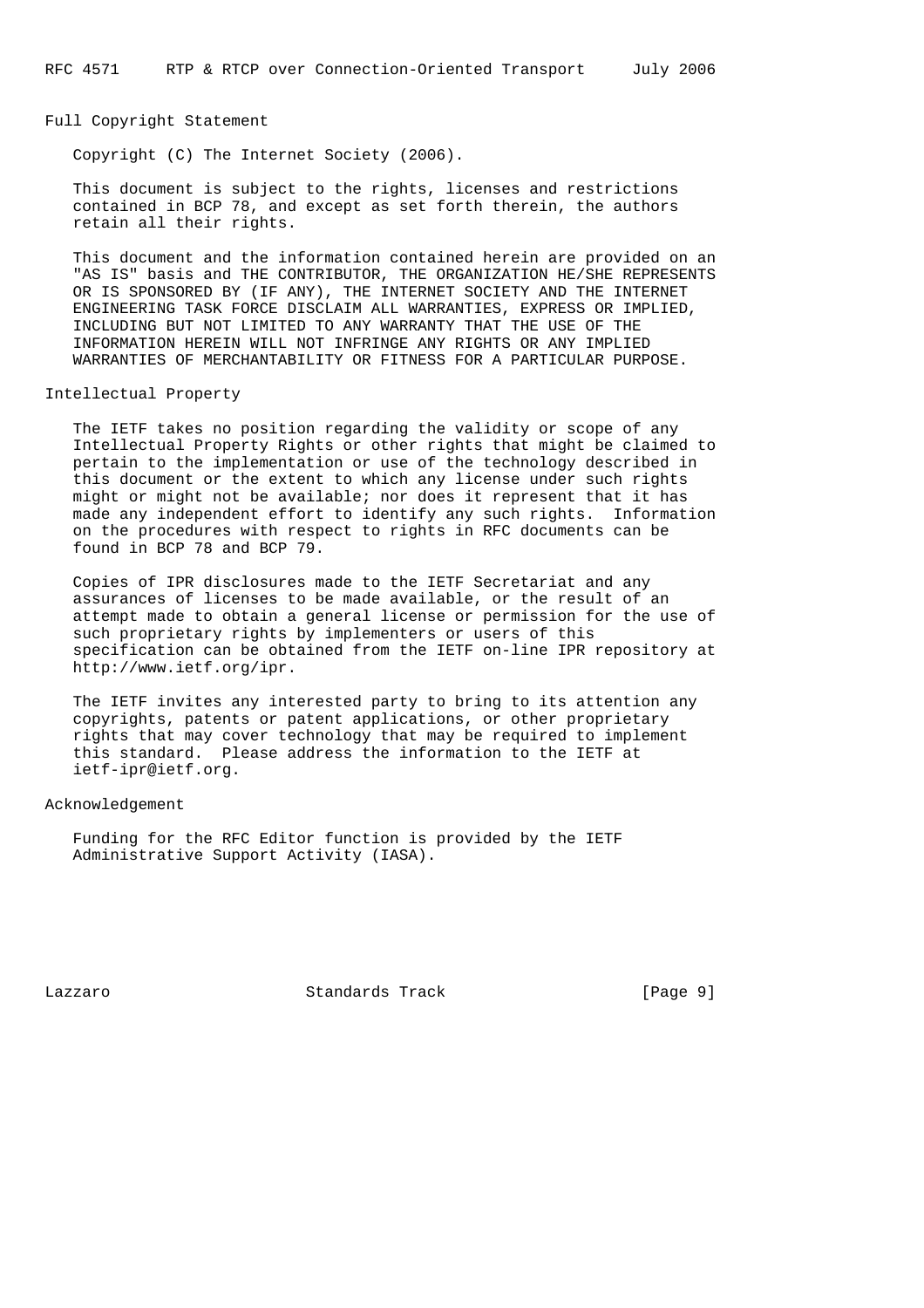## Full Copyright Statement

Copyright (C) The Internet Society (2006).

This document is subject to the rights, licenses and restrictions contained in BCP 78, and except as set forth therein, the authors retain all their rights.

This document and the information contained herein are provided on an "AS IS" basis and THE CONTRIBUTOR, THE ORGANIZATION HE/SHE REPRESENTS OR IS SPONSORED BY (IF ANY), THE INTERNET SOCIETY AND THE INTERNET ENGINEERING TASK FORCE DISCLAIM ALL WARRANTIES, EXPRESS OR IMPLIED, INCLUDING BUT NOT LIMITED TO ANY WARRANTY THAT THE USE OF THE INFORMATION HEREIN WILL NOT INFRINGE ANY RIGHTS OR ANY IMPLIED WARRANTIES OF MERCHANTABILITY OR FITNESS FOR A PARTICULAR PURPOSE.

## Intellectual Property

The IETF takes no position regarding the validity or scope of any Intellectual Property Rights or other rights that might be claimed to pertain to the implementation or use of the technology described in this document or the extent to which any license under such rights might or might not be available; nor does it represent that it has made any independent effort to identify any such rights. Information on the procedures with respect to rights in RFC documents can be found in BCP 78 and BCP 79.

Copies of IPR disclosures made to the IETF Secretariat and any assurances of licenses to be made available, or the result of an attempt made to obtain a general license or permission for the use of such proprietary rights by implementers or users of this specification can be obtained from the IETF on-line IPR repository at http://www.ietf.org/ipr.

The IETF invites any interested party to bring to its attention any copyrights, patents or patent applications, or other proprietary rights that may cover technology that may be required to implement this standard. Please address the information to the IETF at ietf-ipr@ietf.org.

## Acknowledgement

Funding for the RFC Editor function is provided by the IETF Administrative Support Activity (IASA).